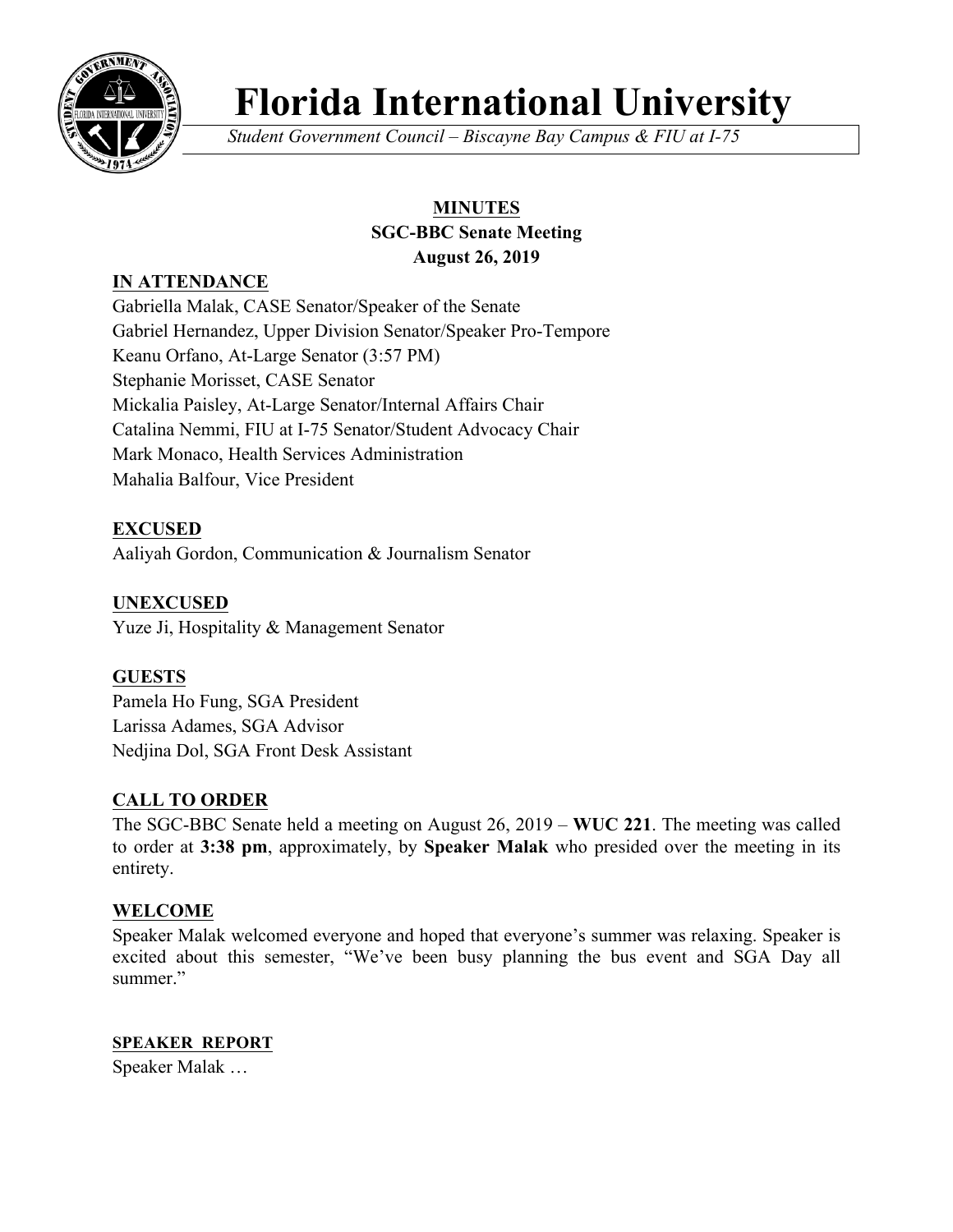# Florida International University

*Student Government Council – Biscayne Bay Campus & FIU at I-75*

## MINUTES
### SGC-BBC Senate Meeting
### August 26, 2019

**IN ATTENDANCE**

Gabriella Malak, CASE Senator/Speaker of the Senate
Gabriel Hernandez, Upper Division Senator/Speaker Pro-Tempore
Keanu Orfano, At-Large Senator (3:57 PM)
Stephanie Morisset, CASE Senator
Mickalia Paisley, At-Large Senator/Internal Affairs Chair
Catalina Nemmi, FIU at I-75 Senator/Student Advocacy Chair
Mark Monaco, Health Services Administration
Mahalia Balfour, Vice President

**EXCUSED**

Aaliyah Gordon, Communication & Journalism Senator

**UNEXCUSED**

Yuze Ji, Hospitality & Management Senator

**GUESTS**

Pamela Ho Fung, SGA President
Larissa Adames, SGA Advisor
Nedjina Dol, SGA Front Desk Assistant

**CALL TO ORDER**

The SGC-BBC Senate held a meeting on August 26, 2019 – **WUC 221**. The meeting was called to order at **3:38 pm**, approximately, by **Speaker Malak** who presided over the meeting in its entirety.

**WELCOME**

Speaker Malak welcomed everyone and hoped that everyone's summer was relaxing. Speaker is excited about this semester, "We've been busy planning the bus event and SGA Day all summer."

**SPEAKER REPORT**

Speaker Malak …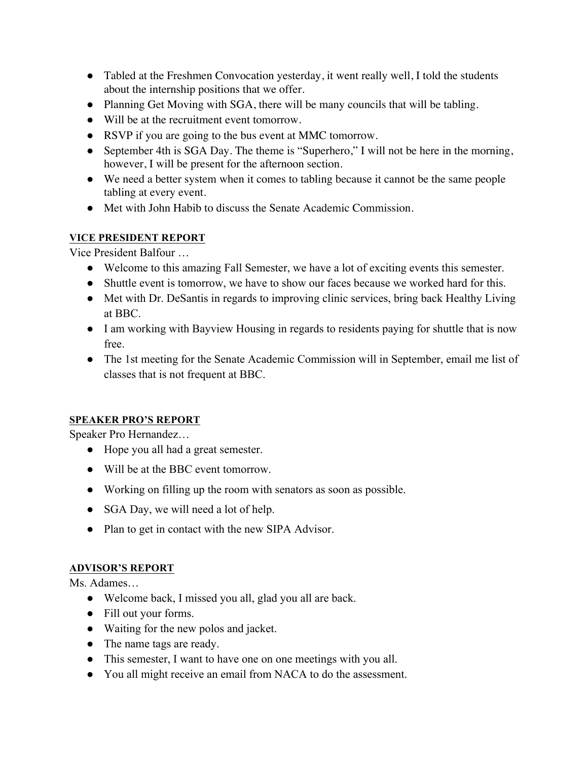- Tabled at the Freshmen Convocation yesterday, it went really well, I told the students about the internship positions that we offer.
- Planning Get Moving with SGA, there will be many councils that will be tabling.
- Will be at the recruitment event tomorrow.
- RSVP if you are going to the bus event at MMC tomorrow.
- September 4th is SGA Day. The theme is "Superhero," I will not be here in the morning, however, I will be present for the afternoon section.
- We need a better system when it comes to tabling because it cannot be the same people tabling at every event.
- Met with John Habib to discuss the Senate Academic Commission.

**VICE PRESIDENT REPORT**

Vice President Balfour …

- Welcome to this amazing Fall Semester, we have a lot of exciting events this semester.
- Shuttle event is tomorrow, we have to show our faces because we worked hard for this.
- Met with Dr. DeSantis in regards to improving clinic services, bring back Healthy Living at BBC.
- I am working with Bayview Housing in regards to residents paying for shuttle that is now free.
- The 1st meeting for the Senate Academic Commission will in September, email me list of classes that is not frequent at BBC.

**SPEAKER PRO'S REPORT**

Speaker Pro Hernandez…

- Hope you all had a great semester.
- Will be at the BBC event tomorrow.
- Working on filling up the room with senators as soon as possible.
- SGA Day, we will need a lot of help.
- Plan to get in contact with the new SIPA Advisor.

**ADVISOR'S REPORT**

Ms. Adames…

- Welcome back, I missed you all, glad you all are back.
- Fill out your forms.
- Waiting for the new polos and jacket.
- The name tags are ready.
- This semester, I want to have one on one meetings with you all.
- You all might receive an email from NACA to do the assessment.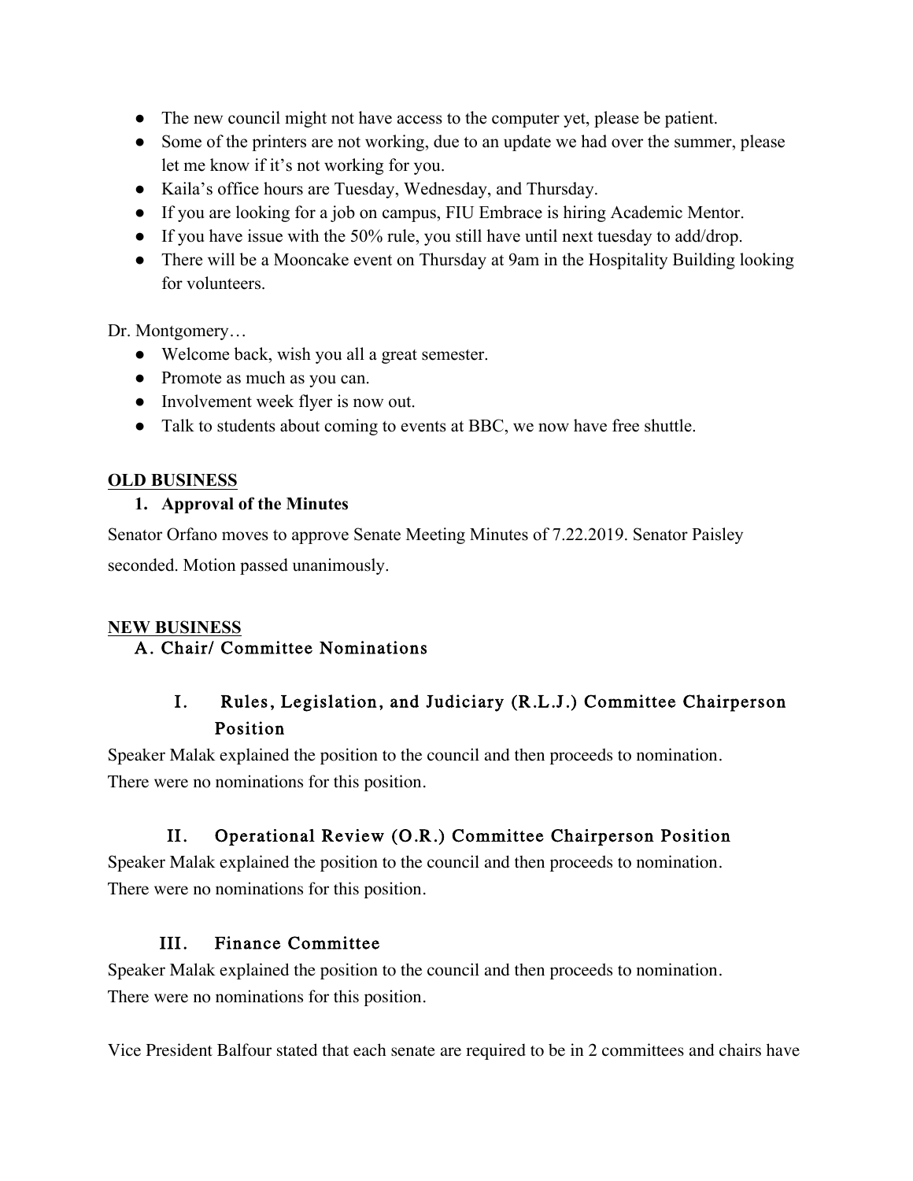- The new council might not have access to the computer yet, please be patient.
- Some of the printers are not working, due to an update we had over the summer, please let me know if it's not working for you.
- Kaila's office hours are Tuesday, Wednesday, and Thursday.
- If you are looking for a job on campus, FIU Embrace is hiring Academic Mentor.
- If you have issue with the 50% rule, you still have until next tuesday to add/drop.
- There will be a Mooncake event on Thursday at 9am in the Hospitality Building looking for volunteers.

Dr. Montgomery…

- Welcome back, wish you all a great semester.
- Promote as much as you can.
- Involvement week flyer is now out.
- Talk to students about coming to events at BBC, we now have free shuttle.

**OLD BUSINESS**

1. **Approval of the Minutes**

Senator Orfano moves to approve Senate Meeting Minutes of 7.22.2019. Senator Paisley seconded. Motion passed unanimously.

**NEW BUSINESS**

A. Chair/ Committee Nominations

I. Rules, Legislation, and Judiciary (R.L.J.) Committee Chairperson Position

Speaker Malak explained the position to the council and then proceeds to nomination. There were no nominations for this position.

II. Operational Review (O.R.) Committee Chairperson Position

Speaker Malak explained the position to the council and then proceeds to nomination. There were no nominations for this position.

III. Finance Committee

Speaker Malak explained the position to the council and then proceeds to nomination. There were no nominations for this position.

Vice President Balfour stated that each senate are required to be in 2 committees and chairs have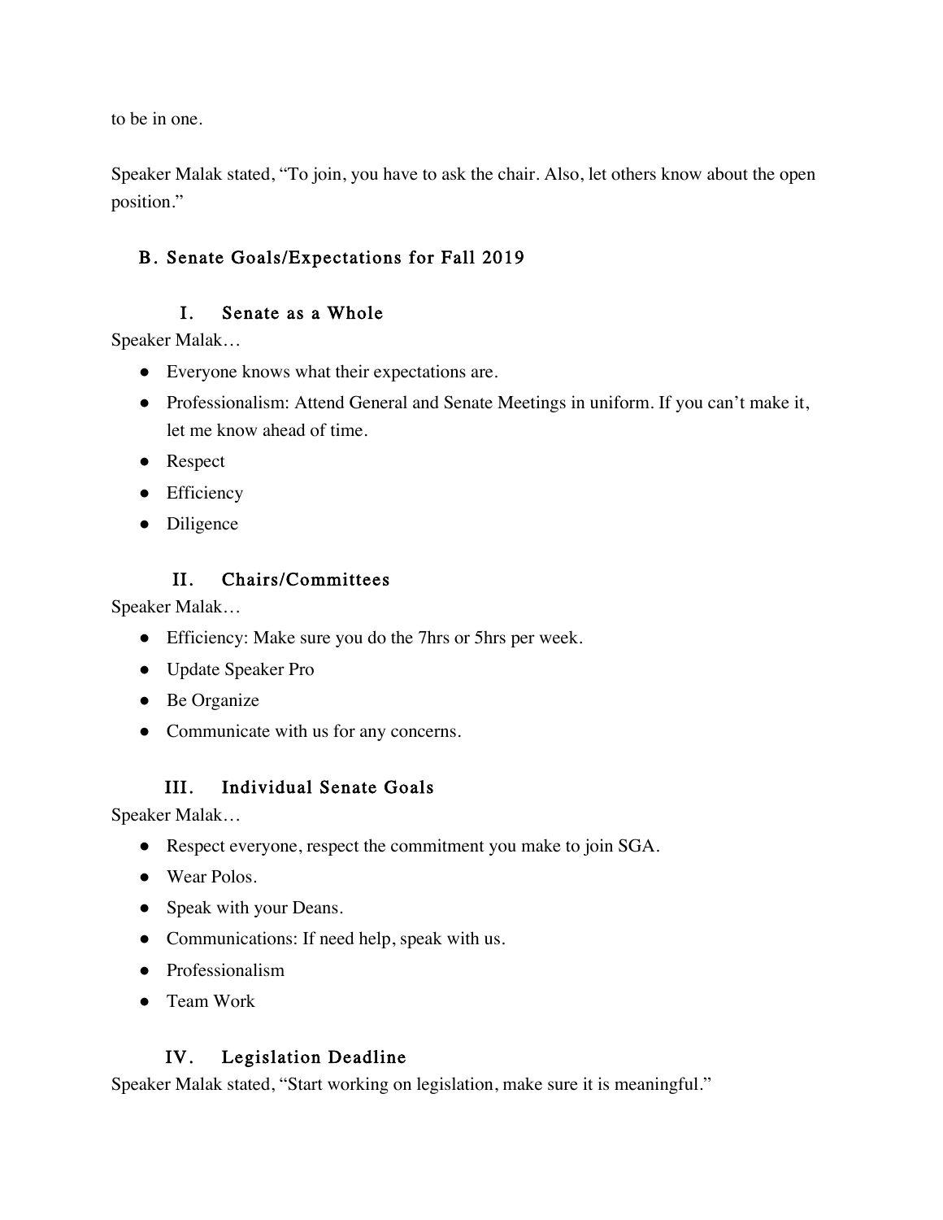to be in one.

Speaker Malak stated, "To join, you have to ask the chair. Also, let others know about the open position."

## B. Senate Goals/Expectations for Fall 2019

### I. Senate as a Whole

Speaker Malak…

- Everyone knows what their expectations are.
- Professionalism: Attend General and Senate Meetings in uniform. If you can't make it, let me know ahead of time.
- Respect
- Efficiency
- Diligence

### II. Chairs/Committees

Speaker Malak…

- Efficiency: Make sure you do the 7hrs or 5hrs per week.
- Update Speaker Pro
- Be Organize
- Communicate with us for any concerns.

### III. Individual Senate Goals

Speaker Malak…

- Respect everyone, respect the commitment you make to join SGA.
- Wear Polos.
- Speak with your Deans.
- Communications: If need help, speak with us.
- Professionalism
- Team Work

### IV. Legislation Deadline

Speaker Malak stated, "Start working on legislation, make sure it is meaningful."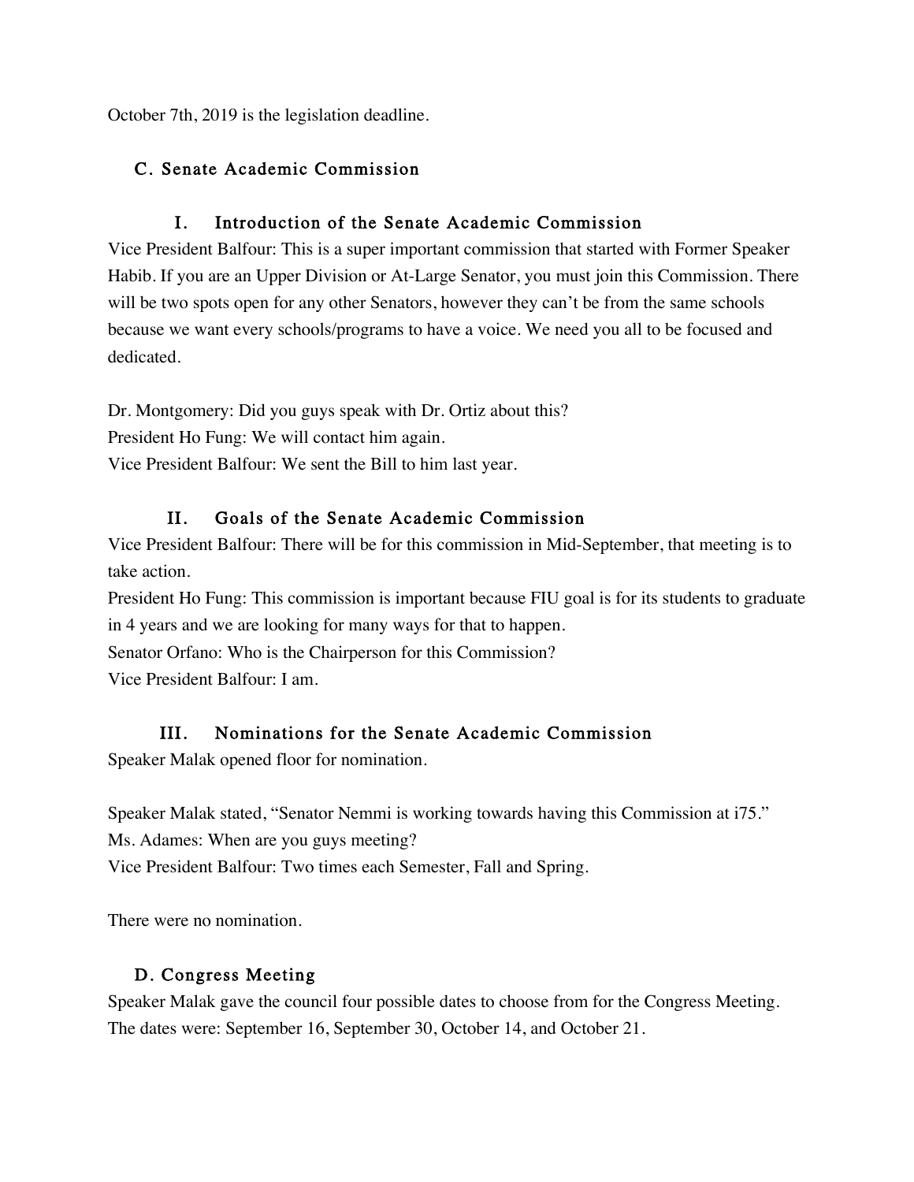October 7th, 2019 is the legislation deadline.

## C. Senate Academic Commission

### I. Introduction of the Senate Academic Commission

Vice President Balfour: This is a super important commission that started with Former Speaker Habib. If you are an Upper Division or At-Large Senator, you must join this Commission. There will be two spots open for any other Senators, however they can't be from the same schools because we want every schools/programs to have a voice. We need you all to be focused and dedicated.

Dr. Montgomery: Did you guys speak with Dr. Ortiz about this?
President Ho Fung: We will contact him again.
Vice President Balfour: We sent the Bill to him last year.

### II. Goals of the Senate Academic Commission

Vice President Balfour: There will be for this commission in Mid-September, that meeting is to take action.
President Ho Fung: This commission is important because FIU goal is for its students to graduate in 4 years and we are looking for many ways for that to happen.
Senator Orfano: Who is the Chairperson for this Commission?
Vice President Balfour: I am.

### III. Nominations for the Senate Academic Commission

Speaker Malak opened floor for nomination.

Speaker Malak stated, "Senator Nemmi is working towards having this Commission at i75."
Ms. Adames: When are you guys meeting?
Vice President Balfour: Two times each Semester, Fall and Spring.

There were no nomination.

## D. Congress Meeting

Speaker Malak gave the council four possible dates to choose from for the Congress Meeting. The dates were: September 16, September 30, October 14, and October 21.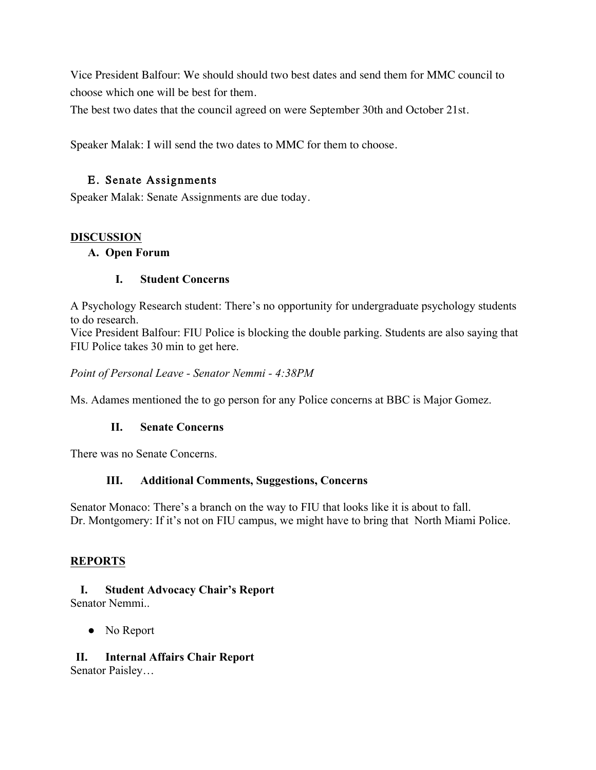Vice President Balfour: We should should two best dates and send them for MMC council to choose which one will be best for them.

The best two dates that the council agreed on were September 30th and October 21st.

Speaker Malak: I will send the two dates to MMC for them to choose.

### E. Senate Assignments

Speaker Malak: Senate Assignments are due today.

## DISCUSSION

### A. Open Forum

#### I. Student Concerns

A Psychology Research student: There's no opportunity for undergraduate psychology students to do research.

Vice President Balfour: FIU Police is blocking the double parking. Students are also saying that FIU Police takes 30 min to get here.

*Point of Personal Leave - Senator Nemmi - 4:38PM*

Ms. Adames mentioned the to go person for any Police concerns at BBC is Major Gomez.

#### II. Senate Concerns

There was no Senate Concerns.

#### III. Additional Comments, Suggestions, Concerns

Senator Monaco: There's a branch on the way to FIU that looks like it is about to fall.

Dr. Montgomery: If it's not on FIU campus, we might have to bring that North Miami Police.

## REPORTS

### I. Student Advocacy Chair's Report

Senator Nemmi..

- No Report

### II. Internal Affairs Chair Report

Senator Paisley…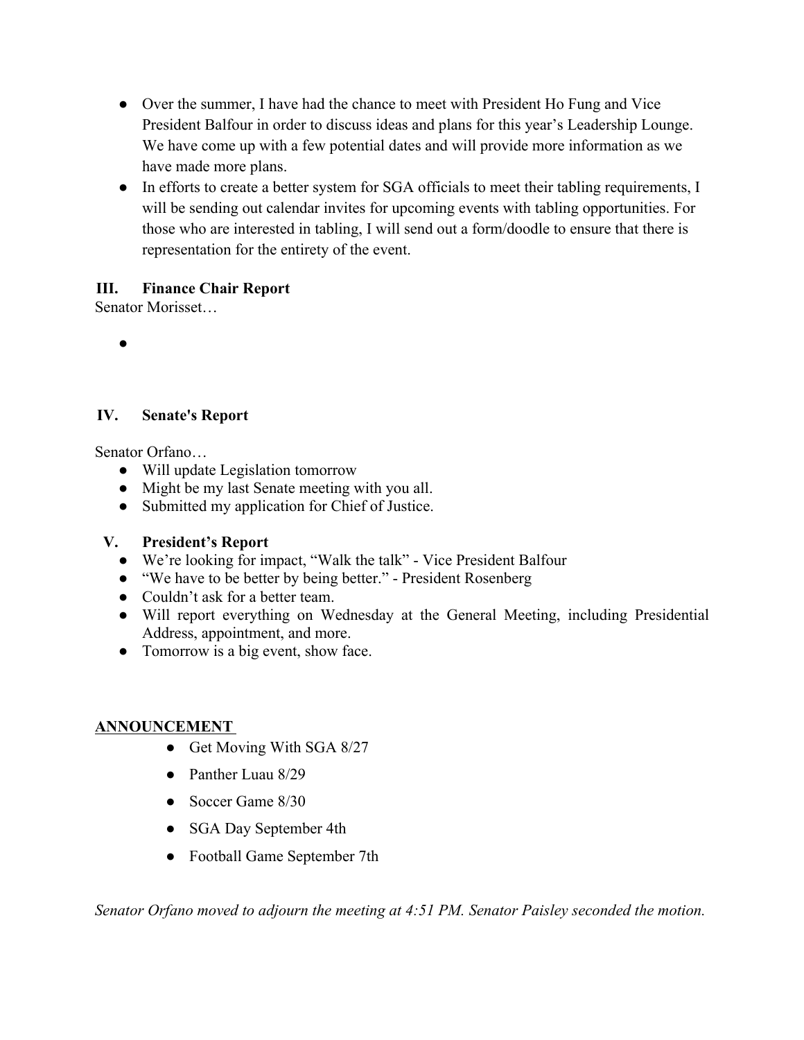- Over the summer, I have had the chance to meet with President Ho Fung and Vice President Balfour in order to discuss ideas and plans for this year's Leadership Lounge. We have come up with a few potential dates and will provide more information as we have made more plans.
- In efforts to create a better system for SGA officials to meet their tabling requirements, I will be sending out calendar invites for upcoming events with tabling opportunities. For those who are interested in tabling, I will send out a form/doodle to ensure that there is representation for the entirety of the event.

## III. Finance Chair Report

Senator Morisset…

- 

## IV. Senate's Report

Senator Orfano…

- Will update Legislation tomorrow
- Might be my last Senate meeting with you all.
- Submitted my application for Chief of Justice.

## V. President's Report

- We're looking for impact, "Walk the talk" - Vice President Balfour
- "We have to be better by being better." - President Rosenberg
- Couldn't ask for a better team.
- Will report everything on Wednesday at the General Meeting, including Presidential Address, appointment, and more.
- Tomorrow is a big event, show face.

**ANNOUNCEMENT**

- Get Moving With SGA 8/27
- Panther Luau 8/29
- Soccer Game 8/30
- SGA Day September 4th
- Football Game September 7th

*Senator Orfano moved to adjourn the meeting at 4:51 PM. Senator Paisley seconded the motion.*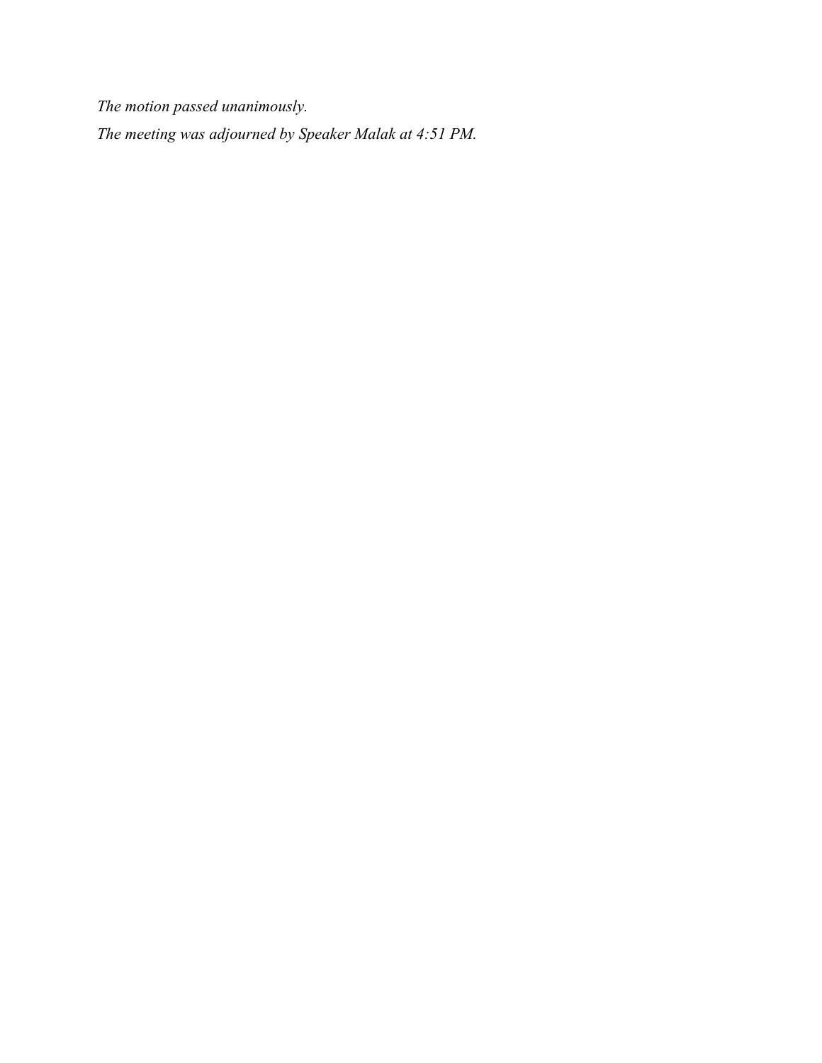*The motion passed unanimously.*

*The meeting was adjourned by Speaker Malak at 4:51 PM.*